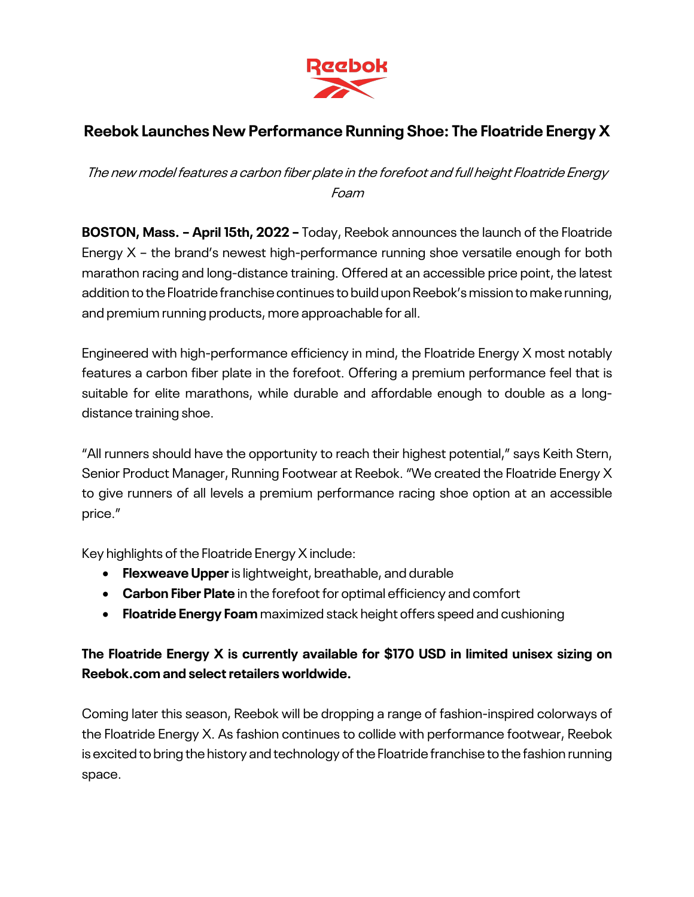Reebok

# Reebok Launches New Performance Running Shoe: The Floatride Energy X

*The new model features a carbon fiber plate in the forefoot and full height Floatride Energy Foam*

**BOSTON, Mass. – April 15th, 2022 –** Today, Reebok announces the launch of the Floatride Energy X – the brand's newest high-performance running shoe versatile enough for both marathon racing and long-distance training. Offered at an accessible price point, the latest addition to the Floatride franchise continues to build upon Reebok's mission to make running, and premium running products, more approachable for all.

Engineered with high-performance efficiency in mind, the Floatride Energy X most notably features a carbon fiber plate in the forefoot. Offering a premium performance feel that is suitable for elite marathons, while durable and affordable enough to double as a long-distance training shoe.

"All runners should have the opportunity to reach their highest potential," says Keith Stern, Senior Product Manager, Running Footwear at Reebok. "We created the Floatride Energy X to give runners of all levels a premium performance racing shoe option at an accessible price."

Key highlights of the Floatride Energy X include:

- **Flexweave Upper** is lightweight, breathable, and durable
- **Carbon Fiber Plate** in the forefoot for optimal efficiency and comfort
- **Floatride Energy Foam** maximized stack height offers speed and cushioning

**The Floatride Energy X is currently available for $170 USD in limited unisex sizing on Reebok.com and select retailers worldwide.**

Coming later this season, Reebok will be dropping a range of fashion-inspired colorways of the Floatride Energy X. As fashion continues to collide with performance footwear, Reebok is excited to bring the history and technology of the Floatride franchise to the fashion running space.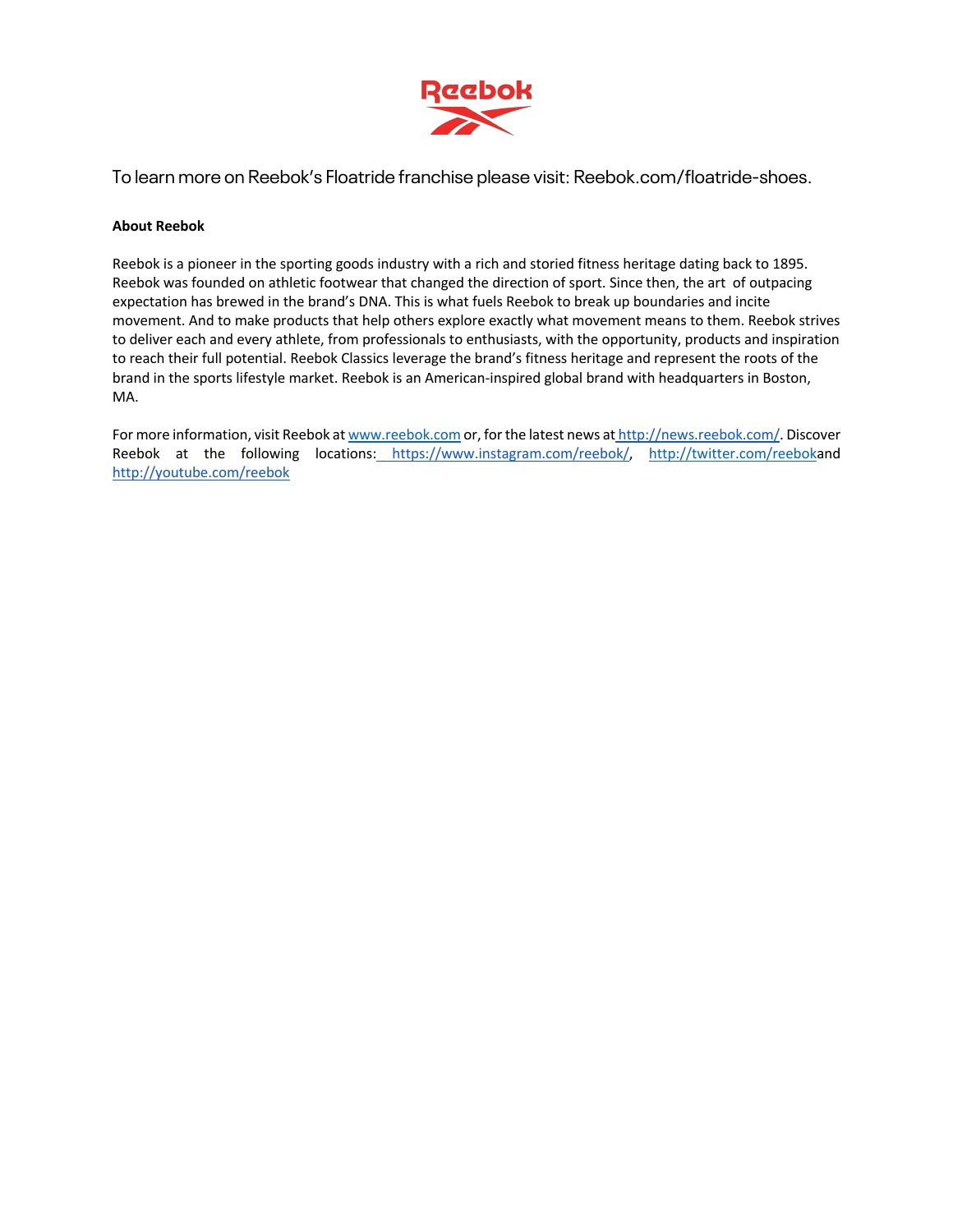Reebok

To learn more on Reebok's Floatride franchise please visit: Reebok.com/floatride-shoes.

**About Reebok**

Reebok is a pioneer in the sporting goods industry with a rich and storied fitness heritage dating back to 1895. Reebok was founded on athletic footwear that changed the direction of sport. Since then, the art of outpacing expectation has brewed in the brand's DNA. This is what fuels Reebok to break up boundaries and incite movement. And to make products that help others explore exactly what movement means to them. Reebok strives to deliver each and every athlete, from professionals to enthusiasts, with the opportunity, products and inspiration to reach their full potential. Reebok Classics leverage the brand's fitness heritage and represent the roots of the brand in the sports lifestyle market. Reebok is an American-inspired global brand with headquarters in Boston, MA.

For more information, visit Reebok at www.reebok.com or, for the latest news at http://news.reebok.com/. Discover Reebok at the following locations: https://www.instagram.com/reebok/, http://twitter.com/reebok and http://youtube.com/reebok